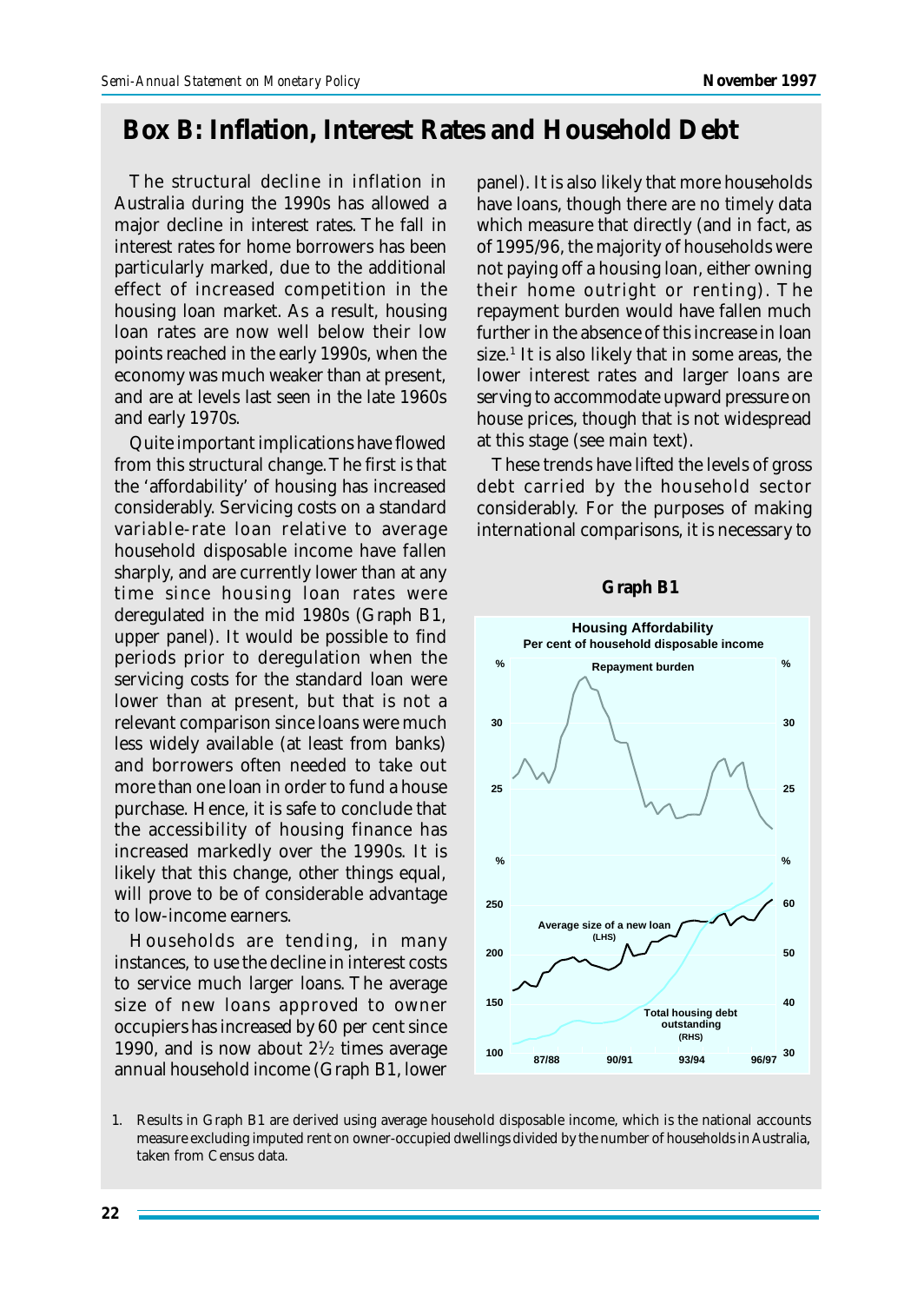## Box B: Inflation, Interest Rates and Household Debt

The structural decline in inflation in Australia during the 1990s has allowed a major decline in interest rates. The fall in interest rates for home borrowers has been particularly marked, due to the additional effect of increased competition in the housing loan market. As a result, housing loan rates are now well below their low points reached in the early 1990s, when the economy was much weaker than at present, and are at levels last seen in the late 1960s and early 1970s.

Quite important implications have flowed from this structural change. The first is that the 'affordability' of housing has increased considerably. Servicing costs on a standard variable-rate loan relative to average household disposable income have fallen sharply, and are currently lower than at any time since housing loan rates were deregulated in the mid 1980s (Graph B1, upper panel). It would be possible to find periods prior to deregulation when the servicing costs for the standard loan were lower than at present, but that is not a relevant comparison since loans were much less widely available (at least from banks) and borrowers often needed to take out more than one loan in order to fund a house purchase. Hence, it is safe to conclude that the accessibility of housing finance has increased markedly over the 1990s. It is likely that this change, other things equal, will prove to be of considerable advantage to low-income earners.

Households are tending, in many instances, to use the decline in interest costs to service much larger loans. The average size of new loans approved to owner occupiers has increased by 60 per cent since 1990, and is now about 2½ times average annual household income (Graph B1, lower panel). It is also likely that more households have loans, though there are no timely data which measure that directly (and in fact, as of 1995/96, the majority of households were not paying off a housing loan, either owning their home outright or renting). The repayment burden would have fallen much further in the absence of this increase in loan size.[1] It is also likely that in some areas, the lower interest rates and larger loans are serving to accommodate upward pressure on house prices, though that is not widespread at this stage (see main text).

These trends have lifted the levels of gross debt carried by the household sector considerably. For the purposes of making international comparisons, it is necessary to

**Graph B1**

**Housing Affordability**
**Per cent of household disposable income**

Repayment burden (upper panel, %; scale 25–30)

Average size of a new loan (LHS, %; scale 100–250); Total housing debt outstanding (RHS, %; scale 30–60)

Horizontal axis: 87/88, 90/91, 93/94, 96/97

1. Results in Graph B1 are derived using average household disposable income, which is the national accounts measure excluding imputed rent on owner-occupied dwellings divided by the number of households in Australia, taken from Census data.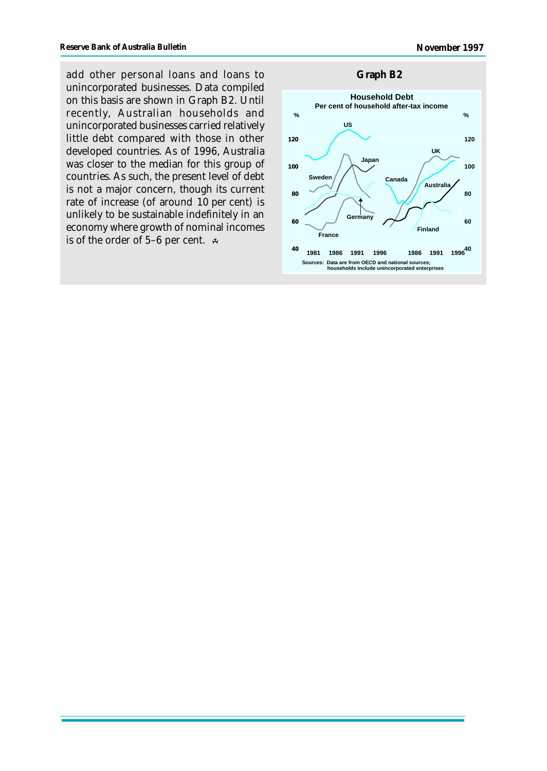add other personal loans and loans to unincorporated businesses. Data compiled on this basis are shown in Graph B2. Until recently, Australian households and unincorporated businesses carried relatively little debt compared with those in other developed countries. As of 1996, Australia was closer to the median for this group of countries. As such, the present level of debt is not a major concern, though its current rate of increase (of around 10 per cent) is unlikely to be sustainable indefinitely in an economy where growth of nominal incomes is of the order of 5–6 per cent.

**Graph B2**

Household Debt

Per cent of household after-tax income

%
%

120
100
80
60
40

US
Japan
Sweden
Germany
France
UK
Canada
Australia
Finland

1981 1986 1991 1996 1986 1991 1996

Sources: Data are from OECD and national sources; households include unincorporated enterprises